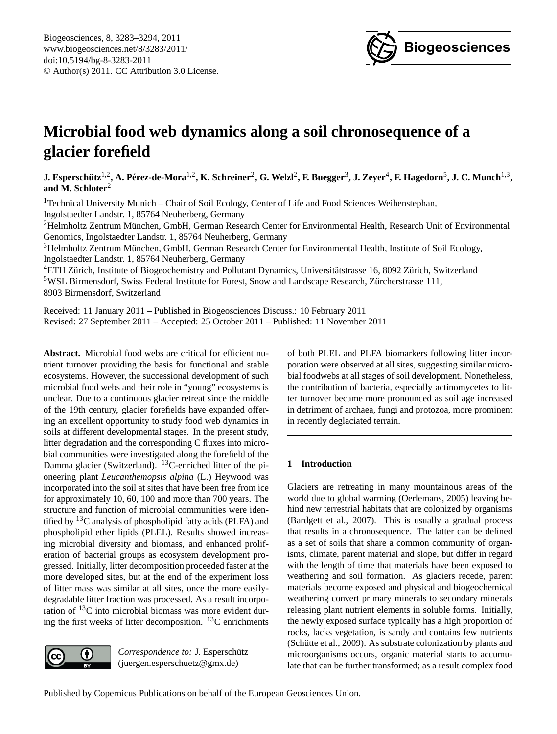# Microbial food web dynamics along a soil chronosequence of a glacier forefield

**J. Esperschütz[1,2], A. Pérez-de-Mora[1,2], K. Schreiner[2], G. Welzl[2], F. Buegger[3], J. Zeyer[4], F. Hagedorn[5], J. C. Munch[1,3], and M. Schloter[2]**

[1]Technical University Munich – Chair of Soil Ecology, Center of Life and Food Sciences Weihenstephan, Ingolstaedter Landstr. 1, 85764 Neuherberg, Germany

[2]Helmholtz Zentrum München, GmbH, German Research Center for Environmental Health, Research Unit of Environmental Genomics, Ingolstaedter Landstr. 1, 85764 Neuherberg, Germany

[3]Helmholtz Zentrum München, GmbH, German Research Center for Environmental Health, Institute of Soil Ecology, Ingolstaedter Landstr. 1, 85764 Neuherberg, Germany

[4]ETH Zürich, Institute of Biogeochemistry and Pollutant Dynamics, Universitätstrasse 16, 8092 Zürich, Switzerland

[5]WSL Birmensdorf, Swiss Federal Institute for Forest, Snow and Landscape Research, Zürcherstrasse 111, 8903 Birmensdorf, Switzerland

Received: 11 January 2011 – Published in Biogeosciences Discuss.: 10 February 2011
Revised: 27 September 2011 – Accepted: 25 October 2011 – Published: 11 November 2011

**Abstract.** Microbial food webs are critical for efficient nutrient turnover providing the basis for functional and stable ecosystems. However, the successional development of such microbial food webs and their role in "young" ecosystems is unclear. Due to a continuous glacier retreat since the middle of the 19th century, glacier forefields have expanded offering an excellent opportunity to study food web dynamics in soils at different developmental stages. In the present study, litter degradation and the corresponding C fluxes into microbial communities were investigated along the forefield of the Damma glacier (Switzerland). $^{13}$C-enriched litter of the pioneering plant *Leucanthemopsis alpina* (L.) Heywood was incorporated into the soil at sites that have been free from ice for approximately 10, 60, 100 and more than 700 years. The structure and function of microbial communities were identified by $^{13}$C analysis of phospholipid fatty acids (PLFA) and phospholipid ether lipids (PLEL). Results showed increasing microbial diversity and biomass, and enhanced proliferation of bacterial groups as ecosystem development progressed. Initially, litter decomposition proceeded faster at the more developed sites, but at the end of the experiment loss of litter mass was similar at all sites, once the more easily-degradable litter fraction was processed. As a result incorporation of $^{13}$C into microbial biomass was more evident during the first weeks of litter decomposition. $^{13}$C enrichments of both PLEL and PLFA biomarkers following litter incorporation were observed at all sites, suggesting similar microbial foodwebs at all stages of soil development. Nonetheless, the contribution of bacteria, especially actinomycetes to litter turnover became more pronounced as soil age increased in detriment of archaea, fungi and protozoa, more prominent in recently deglaciated terrain.

*Correspondence to:* J. Esperschütz (juergen.esperschuetz@gmx.de)

## 1 Introduction

Glaciers are retreating in many mountainous areas of the world due to global warming (Oerlemans, 2005) leaving behind new terrestrial habitats that are colonized by organisms (Bardgett et al., 2007). This is usually a gradual process that results in a chronosequence. The latter can be defined as a set of soils that share a common community of organisms, climate, parent material and slope, but differ in regard with the length of time that materials have been exposed to weathering and soil formation. As glaciers recede, parent materials become exposed and physical and biogeochemical weathering convert primary minerals to secondary minerals releasing plant nutrient elements in soluble forms. Initially, the newly exposed surface typically has a high proportion of rocks, lacks vegetation, is sandy and contains few nutrients (Schütte et al., 2009). As substrate colonization by plants and microorganisms occurs, organic material starts to accumulate that can be further transformed; as a result complex food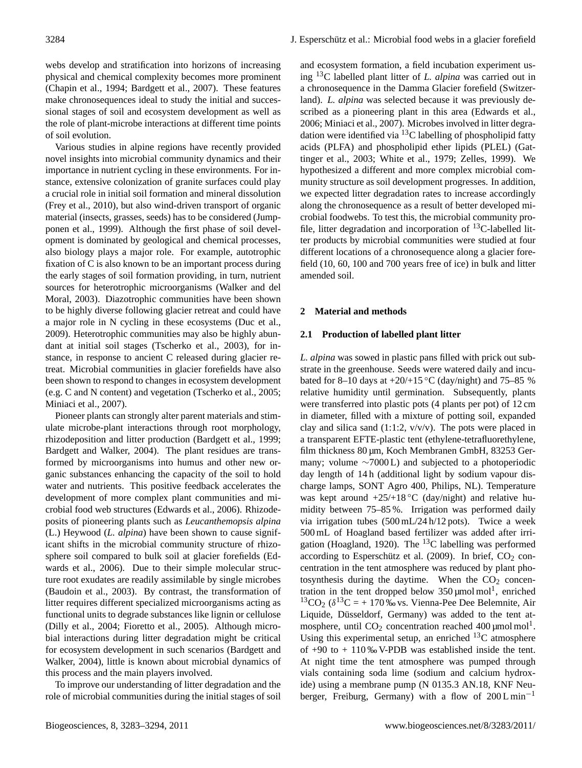webs develop and stratification into horizons of increasing physical and chemical complexity becomes more prominent (Chapin et al., 1994; Bardgett et al., 2007). These features make chronosequences ideal to study the initial and successional stages of soil and ecosystem development as well as the role of plant-microbe interactions at different time points of soil evolution.

Various studies in alpine regions have recently provided novel insights into microbial community dynamics and their importance in nutrient cycling in these environments. For instance, extensive colonization of granite surfaces could play a crucial role in initial soil formation and mineral dissolution (Frey et al., 2010), but also wind-driven transport of organic material (insects, grasses, seeds) has to be considered (Jumpponen et al., 1999). Although the first phase of soil development is dominated by geological and chemical processes, also biology plays a major role. For example, autotrophic fixation of C is also known to be an important process during the early stages of soil formation providing, in turn, nutrient sources for heterotrophic microorganisms (Walker and del Moral, 2003). Diazotrophic communities have been shown to be highly diverse following glacier retreat and could have a major role in N cycling in these ecosystems (Duc et al., 2009). Heterotrophic communities may also be highly abundant at initial soil stages (Tscherko et al., 2003), for instance, in response to ancient C released during glacier retreat. Microbial communities in glacier forefields have also been shown to respond to changes in ecosystem development (e.g. C and N content) and vegetation (Tscherko et al., 2005; Miniaci et al., 2007).

Pioneer plants can strongly alter parent materials and stimulate microbe-plant interactions through root morphology, rhizodeposition and litter production (Bardgett et al., 1999; Bardgett and Walker, 2004). The plant residues are transformed by microorganisms into humus and other new organic substances enhancing the capacity of the soil to hold water and nutrients. This positive feedback accelerates the development of more complex plant communities and microbial food web structures (Edwards et al., 2006). Rhizodeposits of pioneering plants such as *Leucanthemopsis alpina* (L.) Heywood (*L. alpina*) have been shown to cause significant shifts in the microbial community structure of rhizosphere soil compared to bulk soil at glacier forefields (Edwards et al., 2006). Due to their simple molecular structure root exudates are readily assimilable by single microbes (Baudoin et al., 2003). By contrast, the transformation of litter requires different specialized microorganisms acting as functional units to degrade substances like lignin or cellulose (Dilly et al., 2004; Fioretto et al., 2005). Although microbial interactions during litter degradation might be critical for ecosystem development in such scenarios (Bardgett and Walker, 2004), little is known about microbial dynamics of this process and the main players involved.

To improve our understanding of litter degradation and the role of microbial communities during the initial stages of soil and ecosystem formation, a field incubation experiment using $^{13}C$ labelled plant litter of *L. alpina* was carried out in a chronosequence in the Damma Glacier forefield (Switzerland). *L. alpina* was selected because it was previously described as a pioneering plant in this area (Edwards et al., 2006; Miniaci et al., 2007). Microbes involved in litter degradation were identified via $^{13}C$ labelling of phospholipid fatty acids (PLFA) and phospholipid ether lipids (PLEL) (Gattinger et al., 2003; White et al., 1979; Zelles, 1999). We hypothesized a different and more complex microbial community structure as soil development progresses. In addition, we expected litter degradation rates to increase accordingly along the chronosequence as a result of better developed microbial foodwebs. To test this, the microbial community profile, litter degradation and incorporation of $^{13}C$-labelled litter products by microbial communities were studied at four different locations of a chronosequence along a glacier forefield (10, 60, 100 and 700 years free of ice) in bulk and litter amended soil.

## 2 Material and methods

### 2.1 Production of labelled plant litter

*L. alpina* was sowed in plastic pans filled with prick out substrate in the greenhouse. Seeds were watered daily and incubated for 8–10 days at +20/+15 °C (day/night) and 75–85 % relative humidity until germination. Subsequently, plants were transferred into plastic pots (4 plants per pot) of 12 cm in diameter, filled with a mixture of potting soil, expanded clay and silica sand (1:1:2, v/v/v). The pots were placed in a transparent EFTE-plastic tent (ethylene-tetrafluorethylene, film thickness 80 µm, Koch Membranen GmbH, 83253 Germany; volume ∼7000 L) and subjected to a photoperiodic day length of 14 h (additional light by sodium vapour discharge lamps, SONT Agro 400, Philips, NL). Temperature was kept around +25/+18 °C (day/night) and relative humidity between 75–85 %. Irrigation was performed daily via irrigation tubes (500 mL/24 h/12 pots). Twice a week 500 mL of Hoagland based fertilizer was added after irrigation (Hoagland, 1920). The $^{13}C$ labelling was performed according to Esperschütz et al. (2009). In brief, $CO_2$ concentration in the tent atmosphere was reduced by plant photosynthesis during the daytime. When the $CO_2$ concentration in the tent dropped below 350 µmol mol[1], enriched $^{13}CO_2$ ($\delta^{13}C$ = + 170 ‰ vs. Vienna-Pee Dee Belemnite, Air Liquide, Düsseldorf, Germany) was added to the tent atmosphere, until $CO_2$ concentration reached 400 µmol mol[1]. Using this experimental setup, an enriched $^{13}C$ atmosphere of +90 to + 110 ‰ V-PDB was established inside the tent. At night time the tent atmosphere was pumped through vials containing soda lime (sodium and calcium hydroxide) using a membrane pump (N 0135.3 AN.18, KNF Neuberger, Freiburg, Germany) with a flow of 200 L min$^{-1}$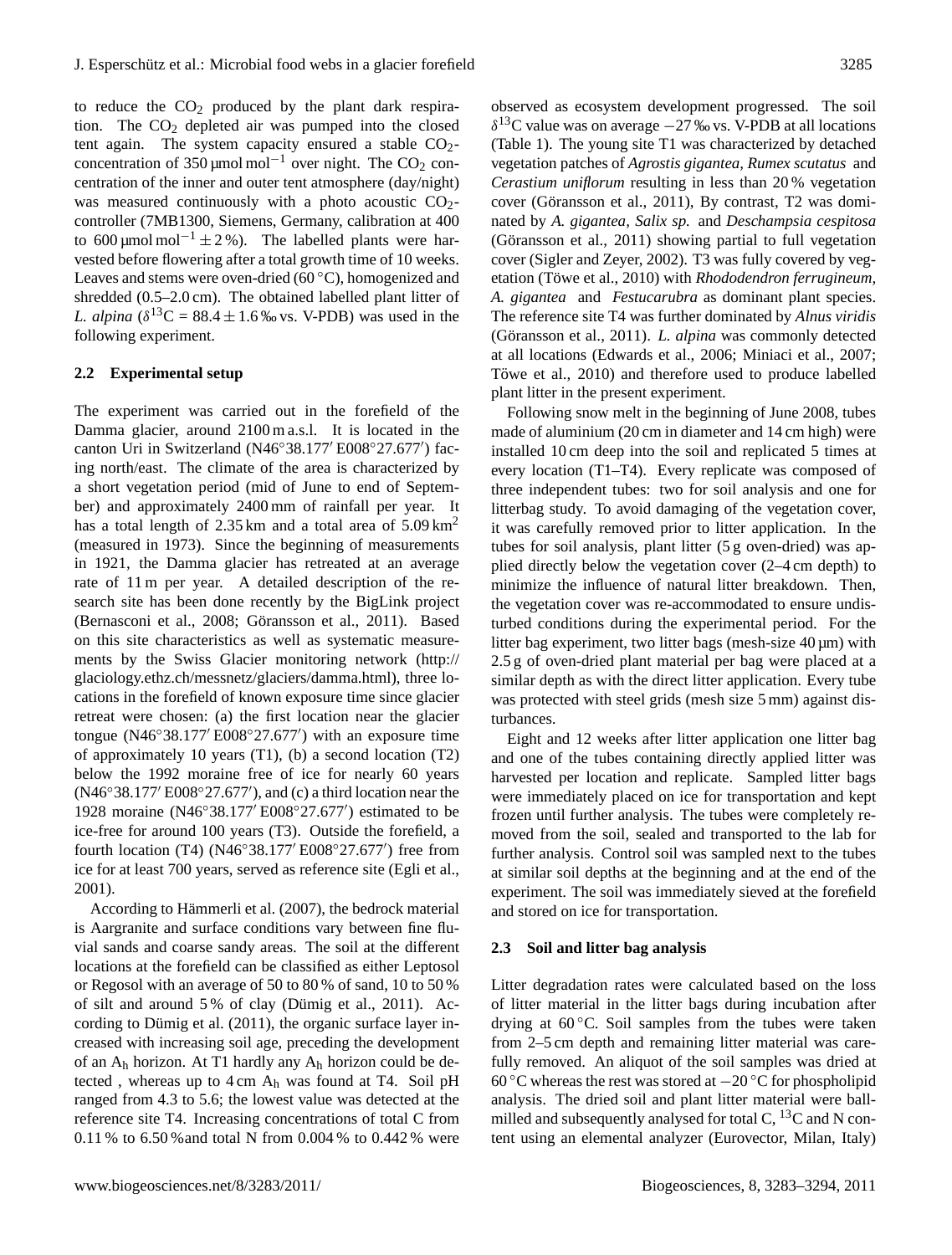to reduce the $CO_2$ produced by the plant dark respiration. The $CO_2$ depleted air was pumped into the closed tent again. The system capacity ensured a stable $CO_2$-concentration of 350 µmol mol$^{-1}$ over night. The $CO_2$ concentration of the inner and outer tent atmosphere (day/night) was measured continuously with a photo acoustic $CO_2$-controller (7MB1300, Siemens, Germany, calibration at 400 to 600 µmol mol$^{-1}$ ± 2 %). The labelled plants were harvested before flowering after a total growth time of 10 weeks. Leaves and stems were oven-dried (60 °C), homogenized and shredded (0.5–2.0 cm). The obtained labelled plant litter of *L. alpina* ($\delta^{13}$C = 88.4 ± 1.6 ‰ vs. V-PDB) was used in the following experiment.

## 2.2 Experimental setup

The experiment was carried out in the forefield of the Damma glacier, around 2100 m a.s.l. It is located in the canton Uri in Switzerland (N46°38.177′ E008°27.677′) facing north/east. The climate of the area is characterized by a short vegetation period (mid of June to end of September) and approximately 2400 mm of rainfall per year. It has a total length of 2.35 km and a total area of 5.09 km$^2$ (measured in 1973). Since the beginning of measurements in 1921, the Damma glacier has retreated at an average rate of 11 m per year. A detailed description of the research site has been done recently by the BigLink project (Bernasconi et al., 2008; Göransson et al., 2011). Based on this site characteristics as well as systematic measurements by the Swiss Glacier monitoring network (http://glaciology.ethz.ch/messnetz/glaciers/damma.html), three locations in the forefield of known exposure time since glacier retreat were chosen: (a) the first location near the glacier tongue (N46°38.177′ E008°27.677′) with an exposure time of approximately 10 years (T1), (b) a second location (T2) below the 1992 moraine free of ice for nearly 60 years (N46°38.177′ E008°27.677′), and (c) a third location near the 1928 moraine (N46°38.177′ E008°27.677′) estimated to be ice-free for around 100 years (T3). Outside the forefield, a fourth location (T4) (N46°38.177′ E008°27.677′) free from ice for at least 700 years, served as reference site (Egli et al., 2001).

According to Hämmerli et al. (2007), the bedrock material is Aargranite and surface conditions vary between fine fluvial sands and coarse sandy areas. The soil at the different locations at the forefield can be classified as either Leptosol or Regosol with an average of 50 to 80 % of sand, 10 to 50 % of silt and around 5 % of clay (Dümig et al., 2011). According to Dümig et al. (2011), the organic surface layer increased with increasing soil age, preceding the development of an $A_h$ horizon. At T1 hardly any $A_h$ horizon could be detected , whereas up to 4 cm $A_h$ was found at T4. Soil pH ranged from 4.3 to 5.6; the lowest value was detected at the reference site T4. Increasing concentrations of total C from 0.11 % to 6.50 %and total N from 0.004 % to 0.442 % were observed as ecosystem development progressed. The soil $\delta^{13}$C value was on average −27 ‰ vs. V-PDB at all locations (Table 1). The young site T1 was characterized by detached vegetation patches of *Agrostis gigantea, Rumex scutatus* and *Cerastium uniflorum* resulting in less than 20 % vegetation cover (Göransson et al., 2011), By contrast, T2 was dominated by *A. gigantea, Salix sp.* and *Deschampsia cespitosa* (Göransson et al., 2011) showing partial to full vegetation cover (Sigler and Zeyer, 2002). T3 was fully covered by vegetation (Töwe et al., 2010) with *Rhododendron ferrugineum, A. gigantea* and *Festucarubra* as dominant plant species. The reference site T4 was further dominated by *Alnus viridis* (Göransson et al., 2011). *L. alpina* was commonly detected at all locations (Edwards et al., 2006; Miniaci et al., 2007; Töwe et al., 2010) and therefore used to produce labelled plant litter in the present experiment.

Following snow melt in the beginning of June 2008, tubes made of aluminium (20 cm in diameter and 14 cm high) were installed 10 cm deep into the soil and replicated 5 times at every location (T1–T4). Every replicate was composed of three independent tubes: two for soil analysis and one for litterbag study. To avoid damaging of the vegetation cover, it was carefully removed prior to litter application. In the tubes for soil analysis, plant litter (5 g oven-dried) was applied directly below the vegetation cover (2–4 cm depth) to minimize the influence of natural litter breakdown. Then, the vegetation cover was re-accommodated to ensure undisturbed conditions during the experimental period. For the litter bag experiment, two litter bags (mesh-size 40 µm) with 2.5 g of oven-dried plant material per bag were placed at a similar depth as with the direct litter application. Every tube was protected with steel grids (mesh size 5 mm) against disturbances.

Eight and 12 weeks after litter application one litter bag and one of the tubes containing directly applied litter was harvested per location and replicate. Sampled litter bags were immediately placed on ice for transportation and kept frozen until further analysis. The tubes were completely removed from the soil, sealed and transported to the lab for further analysis. Control soil was sampled next to the tubes at similar soil depths at the beginning and at the end of the experiment. The soil was immediately sieved at the forefield and stored on ice for transportation.

## 2.3 Soil and litter bag analysis

Litter degradation rates were calculated based on the loss of litter material in the litter bags during incubation after drying at 60 °C. Soil samples from the tubes were taken from 2–5 cm depth and remaining litter material was carefully removed. An aliquot of the soil samples was dried at 60 °C whereas the rest was stored at −20 °C for phospholipid analysis. The dried soil and plant litter material were ball-milled and subsequently analysed for total C, $^{13}$C and N content using an elemental analyzer (Eurovector, Milan, Italy)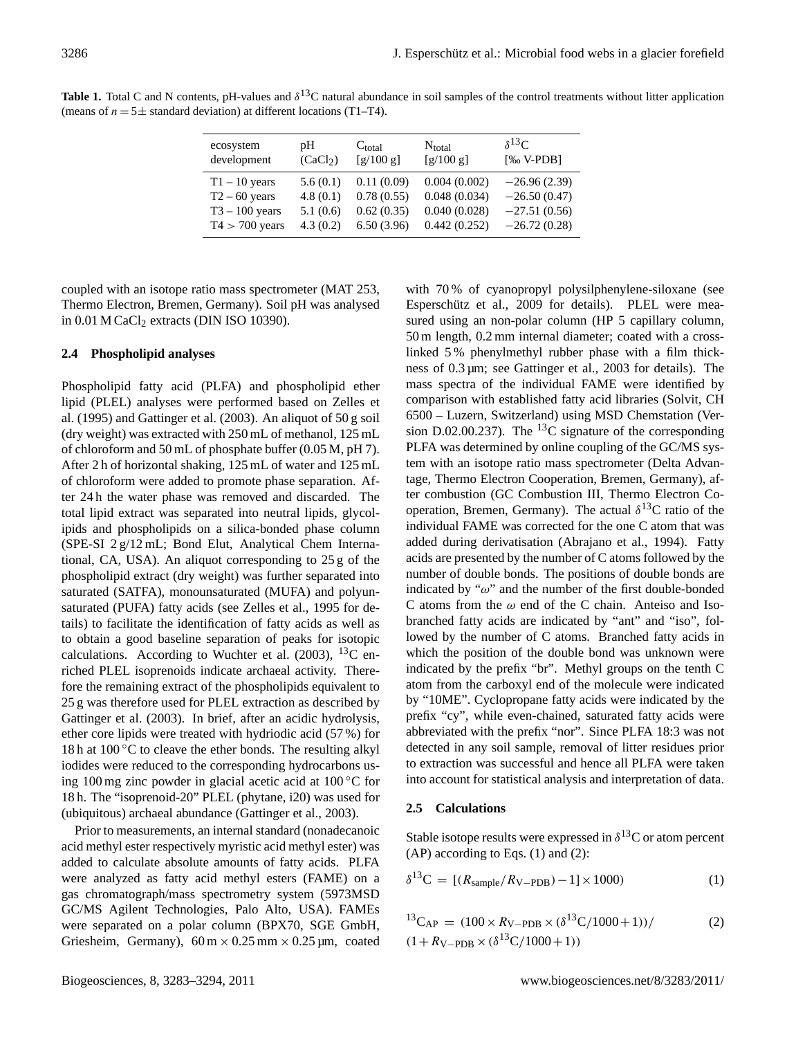**Table 1.** Total C and N contents, pH-values and $\delta^{13}$C natural abundance in soil samples of the control treatments without litter application (means of $n = 5 \pm$ standard deviation) at different locations (T1–T4).

| ecosystem development | pH ($CaCl_2$) | $C_{total}$ [g/100 g] | $N_{total}$ [g/100 g] | $\delta^{13}$C [‰ V-PDB] |
|---|---|---|---|---|
| T1 – 10 years | 5.6 (0.1) | 0.11 (0.09) | 0.004 (0.002) | −26.96 (2.39) |
| T2 – 60 years | 4.8 (0.1) | 0.78 (0.55) | 0.048 (0.034) | −26.50 (0.47) |
| T3 – 100 years | 5.1 (0.6) | 0.62 (0.35) | 0.040 (0.028) | −27.51 (0.56) |
| T4 > 700 years | 4.3 (0.2) | 6.50 (3.96) | 0.442 (0.252) | −26.72 (0.28) |

coupled with an isotope ratio mass spectrometer (MAT 253, Thermo Electron, Bremen, Germany). Soil pH was analysed in 0.01 M $CaCl_2$ extracts (DIN ISO 10390).

### 2.4 Phospholipid analyses

Phospholipid fatty acid (PLFA) and phospholipid ether lipid (PLEL) analyses were performed based on Zelles et al. (1995) and Gattinger et al. (2003). An aliquot of 50 g soil (dry weight) was extracted with 250 mL of methanol, 125 mL of chloroform and 50 mL of phosphate buffer (0.05 M, pH 7). After 2 h of horizontal shaking, 125 mL of water and 125 mL of chloroform were added to promote phase separation. After 24 h the water phase was removed and discarded. The total lipid extract was separated into neutral lipids, glycolipids and phospholipids on a silica-bonded phase column (SPE-SI 2 g/12 mL; Bond Elut, Analytical Chem International, CA, USA). An aliquot corresponding to 25 g of the phospholipid extract (dry weight) was further separated into saturated (SATFA), monounsaturated (MUFA) and polyunsaturated (PUFA) fatty acids (see Zelles et al., 1995 for details) to facilitate the identification of fatty acids as well as to obtain a good baseline separation of peaks for isotopic calculations. According to Wuchter et al. (2003), $^{13}$C enriched PLEL isoprenoids indicate archaeal activity. Therefore the remaining extract of the phospholipids equivalent to 25 g was therefore used for PLEL extraction as described by Gattinger et al. (2003). In brief, after an acidic hydrolysis, ether core lipids were treated with hydriodic acid (57 %) for 18 h at 100 °C to cleave the ether bonds. The resulting alkyl iodides were reduced to the corresponding hydrocarbons using 100 mg zinc powder in glacial acetic acid at 100 °C for 18 h. The "isoprenoid-20" PLEL (phytane, i20) was used for (ubiquitous) archaeal abundance (Gattinger et al., 2003).

Prior to measurements, an internal standard (nonadecanoic acid methyl ester respectively myristic acid methyl ester) was added to calculate absolute amounts of fatty acids. PLFA were analyzed as fatty acid methyl esters (FAME) on a gas chromatograph/mass spectrometry system (5973MSD GC/MS Agilent Technologies, Palo Alto, USA). FAMEs were separated on a polar column (BPX70, SGE GmbH, Griesheim, Germany), 60 m × 0.25 mm × 0.25 µm, coated with 70 % of cyanopropyl polysilphenylene-siloxane (see Esperschütz et al., 2009 for details). PLEL were measured using an non-polar column (HP 5 capillary column, 50 m length, 0.2 mm internal diameter; coated with a cross-linked 5 % phenylmethyl rubber phase with a film thickness of 0.3 µm; see Gattinger et al., 2003 for details). The mass spectra of the individual FAME were identified by comparison with established fatty acid libraries (Solvit, CH 6500 – Luzern, Switzerland) using MSD Chemstation (Version D.02.00.237). The $^{13}$C signature of the corresponding PLFA was determined by online coupling of the GC/MS system with an isotope ratio mass spectrometer (Delta Advantage, Thermo Electron Cooperation, Bremen, Germany), after combustion (GC Combustion III, Thermo Electron Cooperation, Bremen, Germany). The actual $\delta^{13}$C ratio of the individual FAME was corrected for the one C atom that was added during derivatisation (Abrajano et al., 1994). Fatty acids are presented by the number of C atoms followed by the number of double bonds. The positions of double bonds are indicated by "$\omega$" and the number of the first double-bonded C atoms from the $\omega$ end of the C chain. Anteiso and Iso-branched fatty acids are indicated by "ant" and "iso", followed by the number of C atoms. Branched fatty acids in which the position of the double bond was unknown were indicated by the prefix "br". Methyl groups on the tenth C atom from the carboxyl end of the molecule were indicated by "10ME". Cyclopropane fatty acids were indicated by the prefix "cy", while even-chained, saturated fatty acids were abbreviated with the prefix "nor". Since PLFA 18:3 was not detected in any soil sample, removal of litter residues prior to extraction was successful and hence all PLFA were taken into account for statistical analysis and interpretation of data.

### 2.5 Calculations

Stable isotope results were expressed in $\delta^{13}$C or atom percent (AP) according to Eqs. (1) and (2):

$$\delta^{13}\text{C} = [(R_{\text{sample}}/R_{\text{V-PDB}}) - 1] \times 1000 \tag{1}$$

$$^{13}\text{C}_{\text{AP}} = (100 \times R_{\text{V-PDB}} \times (\delta^{13}\text{C}/1000+1))/(1+R_{\text{V-PDB}} \times (\delta^{13}\text{C}/1000+1)) \tag{2}$$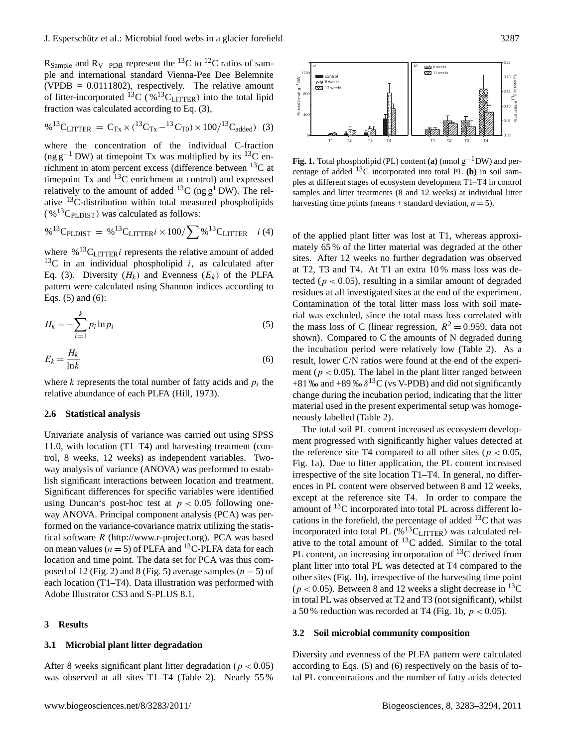$R_{Sample}$ and $R_{V-PDB}$ represent the $^{13}C$ to $^{12}C$ ratios of sample and international standard Vienna-Pee Dee Belemnite (VPDB = 0.0111802), respectively. The relative amount of litter-incorporated $^{13}C$ ($\%^{13}C_{LITTER}$) into the total lipid fraction was calculated according to Eq. (3),

$$\%^{13}C_{LITTER} = C_{Tx} \times (^{13}C_{Tx} - ^{13}C_{T0}) \times 100/^{13}C_{added}) \quad (3)$$

where the concentration of the individual C-fraction ($ng\,g^{-1}$ DW) at timepoint Tx was multiplied by its $^{13}C$ enrichment in atom percent excess (difference between $^{13}C$ at timepoint Tx and $^{13}C$ enrichment at control) and expressed relatively to the amount of added $^{13}C$ ($ng\,g^{1}$ DW). The relative $^{13}C$-distribution within total measured phospholipids ($\%^{13}C_{PLDIST}$) was calculated as follows:

$$\%^{13}C_{PLDIST} = \%^{13}C_{LITTER}i \times 100/\sum \%^{13}C_{LITTER} \quad i \; (4)$$

where $\%^{13}C_{LITTER}i$ represents the relative amount of added $^{13}C$ in an individual phospholipid $i$, as calculated after Eq. (3). Diversity ($H_k$) and Evenness ($E_k$) of the PLFA pattern were calculated using Shannon indices according to Eqs. (5) and (6):

$$H_k = -\sum_{i=1}^{k} p_i \ln p_i \quad (5)$$

$$E_k = \frac{H_k}{\ln k} \quad (6)$$

where $k$ represents the total number of fatty acids and $p_i$ the relative abundance of each PLFA (Hill, 1973).

### 2.6 Statistical analysis

Univariate analysis of variance was carried out using SPSS 11.0, with location (T1–T4) and harvesting treatment (control, 8 weeks, 12 weeks) as independent variables. Two-way analysis of variance (ANOVA) was performed to establish significant interactions between location and treatment. Significant differences for specific variables were identified using Duncan's post-hoc test at $p < 0.05$ following one-way ANOVA. Principal component analysis (PCA) was performed on the variance-covariance matrix utilizing the statistical software *R* (http://www.r-project.org). PCA was based on mean values ($n = 5$) of PLFA and $^{13}C$-PLFA data for each location and time point. The data set for PCA was thus composed of 12 (Fig. 2) and 8 (Fig. 5) average samples ($n = 5$) of each location (T1–T4). Data illustration was performed with Adobe Illustrator CS3 and S-PLUS 8.1.

## 3 Results

### 3.1 Microbial plant litter degradation

After 8 weeks significant plant litter degradation ($p < 0.05$) was observed at all sites T1–T4 (Table 2). Nearly 55 % of the applied plant litter was lost at T1, whereas approximately 65 % of the litter material was degraded at the other sites. After 12 weeks no further degradation was observed at T2, T3 and T4. At T1 an extra 10 % mass loss was detected ($p < 0.05$), resulting in a similar amount of degraded residues at all investigated sites at the end of the experiment. Contamination of the total litter mass loss with soil material was excluded, since the total mass loss correlated with the mass loss of C (linear regression, $R^2 = 0.959$, data not shown). Compared to C the amounts of N degraded during the incubation period were relatively low (Table 2). As a result, lower C/N ratios were found at the end of the experiment ($p < 0.05$). The label in the plant litter ranged between +81 ‰ and +89 ‰ $\delta^{13}C$ (vs V-PDB) and did not significantly change during the incubation period, indicating that the litter material used in the present experimental setup was homogeneously labelled (Table 2).

**Fig. 1.** Total phospholipid (PL) content **(a)** ($nmol\,g^{-1}$DW) and percentage of added $^{13}C$ incorporated into total PL **(b)** in soil samples at different stages of ecosystem development T1–T4 in control samples and litter treatments (8 and 12 weeks) at individual litter harvesting time points (means + standard deviation, $n = 5$).

The total soil PL content increased as ecosystem development progressed with significantly higher values detected at the reference site T4 compared to all other sites ($p < 0.05$, Fig. 1a). Due to litter application, the PL content increased irrespective of the site location T1–T4. In general, no differences in PL content were observed between 8 and 12 weeks, except at the reference site T4. In order to compare the amount of $^{13}C$ incorporated into total PL across different locations in the forefield, the percentage of added $^{13}C$ that was incorporated into total PL ($\%^{13}C_{LITTER}$) was calculated relative to the total amount of $^{13}C$ added. Similar to the total PL content, an increasing incorporation of $^{13}C$ derived from plant litter into total PL was detected at T4 compared to the other sites (Fig. 1b), irrespective of the harvesting time point ($p < 0.05$). Between 8 and 12 weeks a slight decrease in $^{13}C$ in total PL was observed at T2 and T3 (not significant), whilst a 50 % reduction was recorded at T4 (Fig. 1b, $p < 0.05$).

### 3.2 Soil microbial community composition

Diversity and evenness of the PLFA pattern were calculated according to Eqs. (5) and (6) respectively on the basis of total PL concentrations and the number of fatty acids detected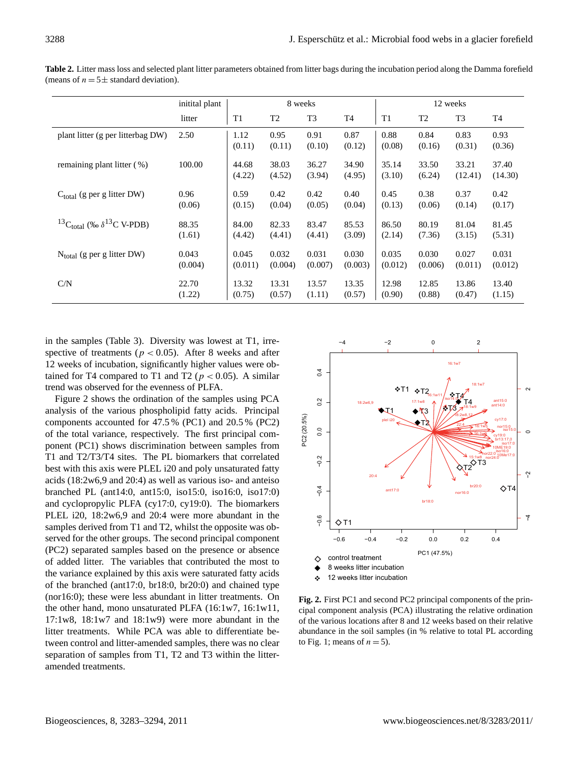**Table 2.** Litter mass loss and selected plant litter parameters obtained from litter bags during the incubation period along the Damma forefield (means of $n = 5\pm$ standard deviation).

| | initital plant litter | 8 weeks | | | | 12 weeks | | | |
|---|---|---|---|---|---|---|---|---|---|
| | | T1 | T2 | T3 | T4 | T1 | T2 | T3 | T4 |
| plant litter (g per litterbag DW) | 2.50 | 1.12 (0.11) | 0.95 (0.11) | 0.91 (0.10) | 0.87 (0.12) | 0.88 (0.08) | 0.84 (0.16) | 0.83 (0.31) | 0.93 (0.36) |
| remaining plant litter (%) | 100.00 | 44.68 (4.22) | 38.03 (4.52) | 36.27 (3.94) | 34.90 (4.95) | 35.14 (3.10) | 33.50 (6.24) | 33.21 (12.41) | 37.40 (14.30) |
| $C_{total}$ (g per g litter DW) | 0.96 (0.06) | 0.59 (0.15) | 0.42 (0.04) | 0.42 (0.05) | 0.40 (0.04) | 0.45 (0.13) | 0.38 (0.06) | 0.37 (0.14) | 0.42 (0.17) |
| $^{13}C_{total}$ (‰ $\delta^{13}$C V-PDB) | 88.35 (1.61) | 84.00 (4.42) | 82.33 (4.41) | 83.47 (4.41) | 85.53 (3.09) | 86.50 (2.14) | 80.19 (7.36) | 81.04 (3.15) | 81.45 (5.31) |
| $N_{total}$ (g per g litter DW) | 0.043 (0.004) | 0.045 (0.011) | 0.032 (0.004) | 0.031 (0.007) | 0.030 (0.003) | 0.035 (0.012) | 0.030 (0.006) | 0.027 (0.011) | 0.031 (0.012) |
| C/N | 22.70 (1.22) | 13.32 (0.75) | 13.31 (0.57) | 13.57 (1.11) | 13.35 (0.57) | 12.98 (0.90) | 12.85 (0.88) | 13.86 (0.47) | 13.40 (1.15) |

in the samples (Table 3). Diversity was lowest at T1, irrespective of treatments ($p < 0.05$). After 8 weeks and after 12 weeks of incubation, significantly higher values were obtained for T4 compared to T1 and T2 ($p < 0.05$). A similar trend was observed for the evenness of PLFA.

Figure 2 shows the ordination of the samples using PCA analysis of the various phospholipid fatty acids. Principal components accounted for 47.5 % (PC1) and 20.5 % (PC2) of the total variance, respectively. The first principal component (PC1) shows discrimination between samples from T1 and T2/T3/T4 sites. The PL biomarkers that correlated best with this axis were PLEL i20 and poly unsaturated fatty acids (18:2w6,9 and 20:4) as well as various iso- and anteiso branched PL (ant14:0, ant15:0, iso15:0, iso16:0, iso17:0) and cyclopropylic PLFA (cy17:0, cy19:0). The biomarkers PLEL i20, 18:2w6,9 and 20:4 were more abundant in the samples derived from T1 and T2, whilst the opposite was observed for the other groups. The second principal component (PC2) separated samples based on the presence or absence of added litter. The variables that contributed the most to the variance explained by this axis were saturated fatty acids of the branched (ant17:0, br18:0, br20:0) and chained type (nor16:0); these were less abundant in litter treatments. On the other hand, mono unsaturated PLFA (16:1w7, 16:1w11, 17:1w8, 18:1w7 and 18:1w9) were more abundant in the litter treatments. While PCA was able to differentiate between control and litter-amended samples, there was no clear separation of samples from T1, T2 and T3 within the litter-amended treatments.

**Fig. 2.** First PC1 and second PC2 principal components of the principal component analysis (PCA) illustrating the relative ordination of the various locations after 8 and 12 weeks based on their relative abundance in the soil samples (in % relative to total PL according to Fig. 1; means of $n = 5$).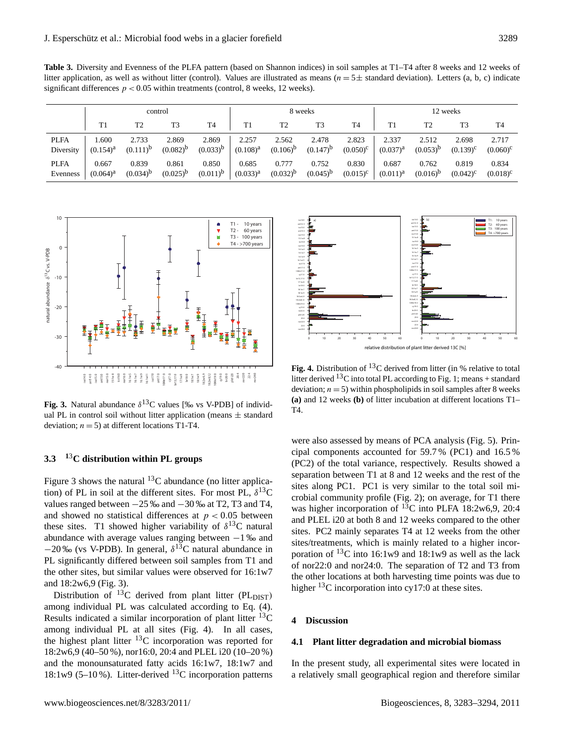**Table 3.** Diversity and Evenness of the PLFA pattern (based on Shannon indices) in soil samples at T1–T4 after 8 weeks and 12 weeks of litter application, as well as without litter (control). Values are illustrated as means ($n = 5 \pm$ standard deviation). Letters (a, b, c) indicate significant differences $p < 0.05$ within treatments (control, 8 weeks, 12 weeks).

| | control | | | | 8 weeks | | | | 12 weeks | | | |
|---|---|---|---|---|---|---|---|---|---|---|---|---|
| | T1 | T2 | T3 | T4 | T1 | T2 | T3 | T4 | T1 | T2 | T3 | T4 |
| PLFA Diversity | 1.600 $(0.154)^a$ | 2.733 $(0.111)^b$ | 2.869 $(0.082)^b$ | 2.869 $(0.033)^b$ | 2.257 $(0.108)^a$ | 2.562 $(0.106)^b$ | 2.478 $(0.147)^b$ | 2.823 $(0.050)^c$ | 2.337 $(0.037)^a$ | 2.512 $(0.053)^b$ | 2.698 $(0.139)^c$ | 2.717 $(0.060)^c$ |
| PLFA Evenness | 0.667 $(0.064)^a$ | 0.839 $(0.034)^b$ | 0.861 $(0.025)^b$ | 0.850 $(0.011)^b$ | 0.685 $(0.033)^a$ | 0.777 $(0.032)^b$ | 0.752 $(0.045)^b$ | 0.830 $(0.015)^c$ | 0.687 $(0.011)^a$ | 0.762 $(0.016)^b$ | 0.819 $(0.042)^c$ | 0.834 $(0.018)^c$ |

**Fig. 3.** Natural abundance $\delta^{13}C$ values [‰ vs V-PDB] of individual PL in control soil without litter application (means $\pm$ standard deviation; $n = 5$) at different locations T1-T4.

**Fig. 4.** Distribution of $^{13}C$ derived from litter (in % relative to total litter derived $^{13}C$ into total PL according to Fig. 1; means + standard deviation; $n = 5$) within phospholipids in soil samples after 8 weeks **(a)** and 12 weeks **(b)** of litter incubation at different locations T1–T4.

### 3.3 $^{13}C$ distribution within PL groups

Figure 3 shows the natural $^{13}C$ abundance (no litter application) of PL in soil at the different sites. For most PL, $\delta^{13}C$ values ranged between −25 ‰ and −30 ‰ at T2, T3 and T4, and showed no statistical differences at $p < 0.05$ between these sites. T1 showed higher variability of $\delta^{13}C$ natural abundance with average values ranging between −1 ‰ and −20 ‰ (vs V-PDB). In general, $\delta^{13}C$ natural abundance in PL significantly differed between soil samples from T1 and the other sites, but similar values were observed for 16:1w7 and 18:2w6,9 (Fig. 3).

Distribution of $^{13}C$ derived from plant litter ($PL_{DIST}$) among individual PL was calculated according to Eq. (4). Results indicated a similar incorporation of plant litter $^{13}C$ among individual PL at all sites (Fig. 4). In all cases, the highest plant litter $^{13}C$ incorporation was reported for 18:2w6,9 (40–50 %), nor16:0, 20:4 and PLEL i20 (10–20 %) and the monounsaturated fatty acids 16:1w7, 18:1w7 and 18:1w9 (5–10 %). Litter-derived $^{13}C$ incorporation patterns were also assessed by means of PCA analysis (Fig. 5). Principal components accounted for 59.7 % (PC1) and 16.5 % (PC2) of the total variance, respectively. Results showed a separation between T1 at 8 and 12 weeks and the rest of the sites along PC1. PC1 is very similar to the total soil microbial community profile (Fig. 2); on average, for T1 there was higher incorporation of $^{13}C$ into PLFA 18:2w6,9, 20:4 and PLEL i20 at both 8 and 12 weeks compared to the other sites. PC2 mainly separates T4 at 12 weeks from the other sites/treatments, which is mainly related to a higher incorporation of $^{13}C$ into 16:1w9 and 18:1w9 as well as the lack of nor22:0 and nor24:0. The separation of T2 and T3 from the other locations at both harvesting time points was due to higher $^{13}C$ incorporation into cy17:0 at these sites.

## 4 Discussion

### 4.1 Plant litter degradation and microbial biomass

In the present study, all experimental sites were located in a relatively small geographical region and therefore similar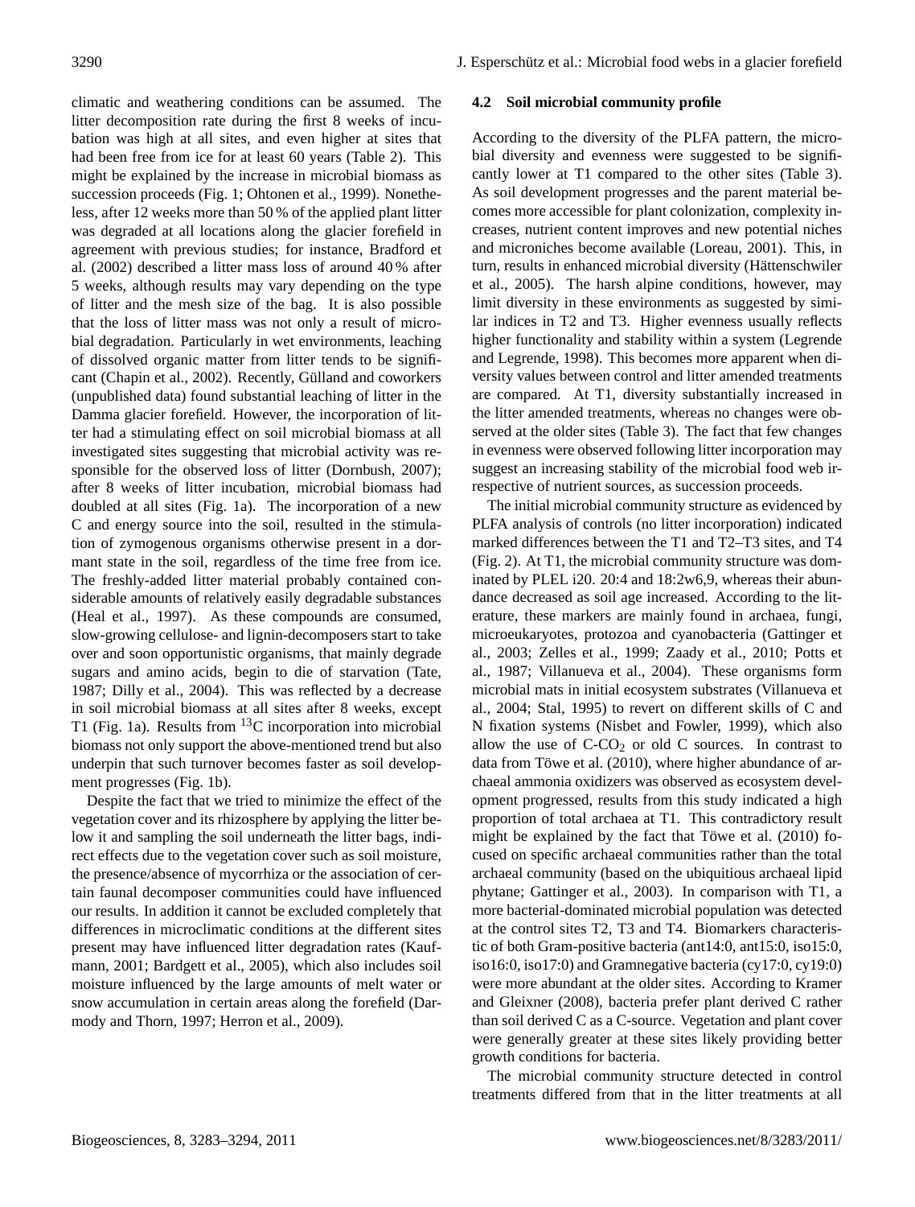climatic and weathering conditions can be assumed. The litter decomposition rate during the first 8 weeks of incubation was high at all sites, and even higher at sites that had been free from ice for at least 60 years (Table 2). This might be explained by the increase in microbial biomass as succession proceeds (Fig. 1; Ohtonen et al., 1999). Nonetheless, after 12 weeks more than 50 % of the applied plant litter was degraded at all locations along the glacier forefield in agreement with previous studies; for instance, Bradford et al. (2002) described a litter mass loss of around 40 % after 5 weeks, although results may vary depending on the type of litter and the mesh size of the bag. It is also possible that the loss of litter mass was not only a result of microbial degradation. Particularly in wet environments, leaching of dissolved organic matter from litter tends to be significant (Chapin et al., 2002). Recently, Gülland and coworkers (unpublished data) found substantial leaching of litter in the Damma glacier forefield. However, the incorporation of litter had a stimulating effect on soil microbial biomass at all investigated sites suggesting that microbial activity was responsible for the observed loss of litter (Dornbush, 2007); after 8 weeks of litter incubation, microbial biomass had doubled at all sites (Fig. 1a). The incorporation of a new C and energy source into the soil, resulted in the stimulation of zymogenous organisms otherwise present in a dormant state in the soil, regardless of the time free from ice. The freshly-added litter material probably contained considerable amounts of relatively easily degradable substances (Heal et al., 1997). As these compounds are consumed, slow-growing cellulose- and lignin-decomposers start to take over and soon opportunistic organisms, that mainly degrade sugars and amino acids, begin to die of starvation (Tate, 1987; Dilly et al., 2004). This was reflected by a decrease in soil microbial biomass at all sites after 8 weeks, except T1 (Fig. 1a). Results from $^{13}C$ incorporation into microbial biomass not only support the above-mentioned trend but also underpin that such turnover becomes faster as soil development progresses (Fig. 1b).

Despite the fact that we tried to minimize the effect of the vegetation cover and its rhizosphere by applying the litter below it and sampling the soil underneath the litter bags, indirect effects due to the vegetation cover such as soil moisture, the presence/absence of mycorrhiza or the association of certain faunal decomposer communities could have influenced our results. In addition it cannot be excluded completely that differences in microclimatic conditions at the different sites present may have influenced litter degradation rates (Kaufmann, 2001; Bardgett et al., 2005), which also includes soil moisture influenced by the large amounts of melt water or snow accumulation in certain areas along the forefield (Darmody and Thorn, 1997; Herron et al., 2009).

### 4.2 Soil microbial community profile

According to the diversity of the PLFA pattern, the microbial diversity and evenness were suggested to be significantly lower at T1 compared to the other sites (Table 3). As soil development progresses and the parent material becomes more accessible for plant colonization, complexity increases, nutrient content improves and new potential niches and microniches become available (Loreau, 2001). This, in turn, results in enhanced microbial diversity (Hättenschwiler et al., 2005). The harsh alpine conditions, however, may limit diversity in these environments as suggested by similar indices in T2 and T3. Higher evenness usually reflects higher functionality and stability within a system (Legrende and Legrende, 1998). This becomes more apparent when diversity values between control and litter amended treatments are compared. At T1, diversity substantially increased in the litter amended treatments, whereas no changes were observed at the older sites (Table 3). The fact that few changes in evenness were observed following litter incorporation may suggest an increasing stability of the microbial food web irrespective of nutrient sources, as succession proceeds.

The initial microbial community structure as evidenced by PLFA analysis of controls (no litter incorporation) indicated marked differences between the T1 and T2–T3 sites, and T4 (Fig. 2). At T1, the microbial community structure was dominated by PLEL i20. 20:4 and 18:2w6,9, whereas their abundance decreased as soil age increased. According to the literature, these markers are mainly found in archaea, fungi, microeukaryotes, protozoa and cyanobacteria (Gattinger et al., 2003; Zelles et al., 1999; Zaady et al., 2010; Potts et al., 1987; Villanueva et al., 2004). These organisms form microbial mats in initial ecosystem substrates (Villanueva et al., 2004; Stal, 1995) to revert on different skills of C and N fixation systems (Nisbet and Fowler, 1999), which also allow the use of C-$CO_2$ or old C sources. In contrast to data from Töwe et al. (2010), where higher abundance of archaeal ammonia oxidizers was observed as ecosystem development progressed, results from this study indicated a high proportion of total archaea at T1. This contradictory result might be explained by the fact that Töwe et al. (2010) focused on specific archaeal communities rather than the total archaeal community (based on the ubiquitious archaeal lipid phytane; Gattinger et al., 2003). In comparison with T1, a more bacterial-dominated microbial population was detected at the control sites T2, T3 and T4. Biomarkers characteristic of both Gram-positive bacteria (ant14:0, ant15:0, iso15:0, iso16:0, iso17:0) and Gramnegative bacteria (cy17:0, cy19:0) were more abundant at the older sites. According to Kramer and Gleixner (2008), bacteria prefer plant derived C rather than soil derived C as a C-source. Vegetation and plant cover were generally greater at these sites likely providing better growth conditions for bacteria.

The microbial community structure detected in control treatments differed from that in the litter treatments at all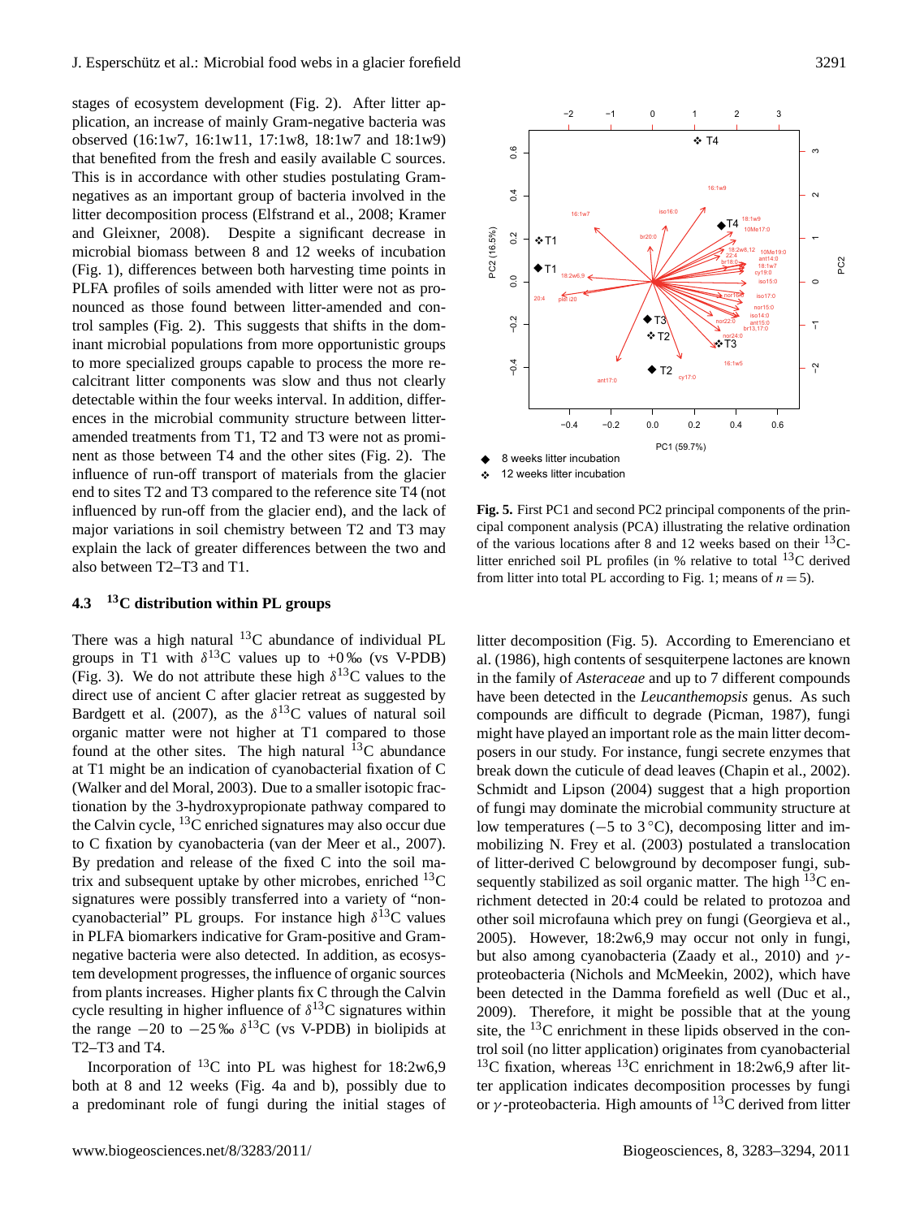stages of ecosystem development (Fig. 2). After litter application, an increase of mainly Gram-negative bacteria was observed (16:1w7, 16:1w11, 17:1w8, 18:1w7 and 18:1w9) that benefited from the fresh and easily available C sources. This is in accordance with other studies postulating Gram-negatives as an important group of bacteria involved in the litter decomposition process (Elfstrand et al., 2008; Kramer and Gleixner, 2008). Despite a significant decrease in microbial biomass between 8 and 12 weeks of incubation (Fig. 1), differences between both harvesting time points in PLFA profiles of soils amended with litter were not as pronounced as those found between litter-amended and control samples (Fig. 2). This suggests that shifts in the dominant microbial populations from more opportunistic groups to more specialized groups capable to process the more recalcitrant litter components was slow and thus not clearly detectable within the four weeks interval. In addition, differences in the microbial community structure between litter-amended treatments from T1, T2 and T3 were not as prominent as those between T4 and the other sites (Fig. 2). The influence of run-off transport of materials from the glacier end to sites T2 and T3 compared to the reference site T4 (not influenced by run-off from the glacier end), and the lack of major variations in soil chemistry between T2 and T3 may explain the lack of greater differences between the two and also between T2–T3 and T1.

### 4.3 $^{13}$C distribution within PL groups

There was a high natural $^{13}$C abundance of individual PL groups in T1 with $\delta^{13}$C values up to +0 ‰ (vs V-PDB) (Fig. 3). We do not attribute these high $\delta^{13}$C values to the direct use of ancient C after glacier retreat as suggested by Bardgett et al. (2007), as the $\delta^{13}$C values of natural soil organic matter were not higher at T1 compared to those found at the other sites. The high natural $^{13}$C abundance at T1 might be an indication of cyanobacterial fixation of C (Walker and del Moral, 2003). Due to a smaller isotopic fractionation by the 3-hydroxypropionate pathway compared to the Calvin cycle, $^{13}$C enriched signatures may also occur due to C fixation by cyanobacteria (van der Meer et al., 2007). By predation and release of the fixed C into the soil matrix and subsequent uptake by other microbes, enriched $^{13}$C signatures were possibly transferred into a variety of "non-cyanobacterial" PL groups. For instance high $\delta^{13}$C values in PLFA biomarkers indicative for Gram-positive and Gram-negative bacteria were also detected. In addition, as ecosystem development progresses, the influence of organic sources from plants increases. Higher plants fix C through the Calvin cycle resulting in higher influence of $\delta^{13}$C signatures within the range −20 to −25 ‰ $\delta^{13}$C (vs V-PDB) in biolipids at T2–T3 and T4.

Incorporation of $^{13}$C into PL was highest for 18:2w6,9 both at 8 and 12 weeks (Fig. 4a and b), possibly due to a predominant role of fungi during the initial stages of litter decomposition (Fig. 5). According to Emerenciano et al. (1986), high contents of sesquiterpene lactones are known in the family of *Asteraceae* and up to 7 different compounds have been detected in the *Leucanthemopsis* genus. As such compounds are difficult to degrade (Picman, 1987), fungi might have played an important role as the main litter decomposers in our study. For instance, fungi secrete enzymes that break down the cuticule of dead leaves (Chapin et al., 2002). Schmidt and Lipson (2004) suggest that a high proportion of fungi may dominate the microbial community structure at low temperatures (−5 to 3 °C), decomposing litter and immobilizing N. Frey et al. (2003) postulated a translocation of litter-derived C belowground by decomposer fungi, subsequently stabilized as soil organic matter. The high $^{13}$C enrichment detected in 20:4 could be related to protozoa and other soil microfauna which prey on fungi (Georgieva et al., 2005). However, 18:2w6,9 may occur not only in fungi, but also among cyanobacteria (Zaady et al., 2010) and $\gamma$-proteobacteria (Nichols and McMeekin, 2002), which have been detected in the Damma forefield as well (Duc et al., 2009). Therefore, it might be possible that at the young site, the $^{13}$C enrichment in these lipids observed in the control soil (no litter application) originates from cyanobacterial $^{13}$C fixation, whereas $^{13}$C enrichment in 18:2w6,9 after litter application indicates decomposition processes by fungi or $\gamma$-proteobacteria. High amounts of $^{13}$C derived from litter

**Fig. 5.** First PC1 and second PC2 principal components of the principal component analysis (PCA) illustrating the relative ordination of the various locations after 8 and 12 weeks based on their $^{13}$C-litter enriched soil PL profiles (in % relative to total $^{13}$C derived from litter into total PL according to Fig. 1; means of $n = 5$).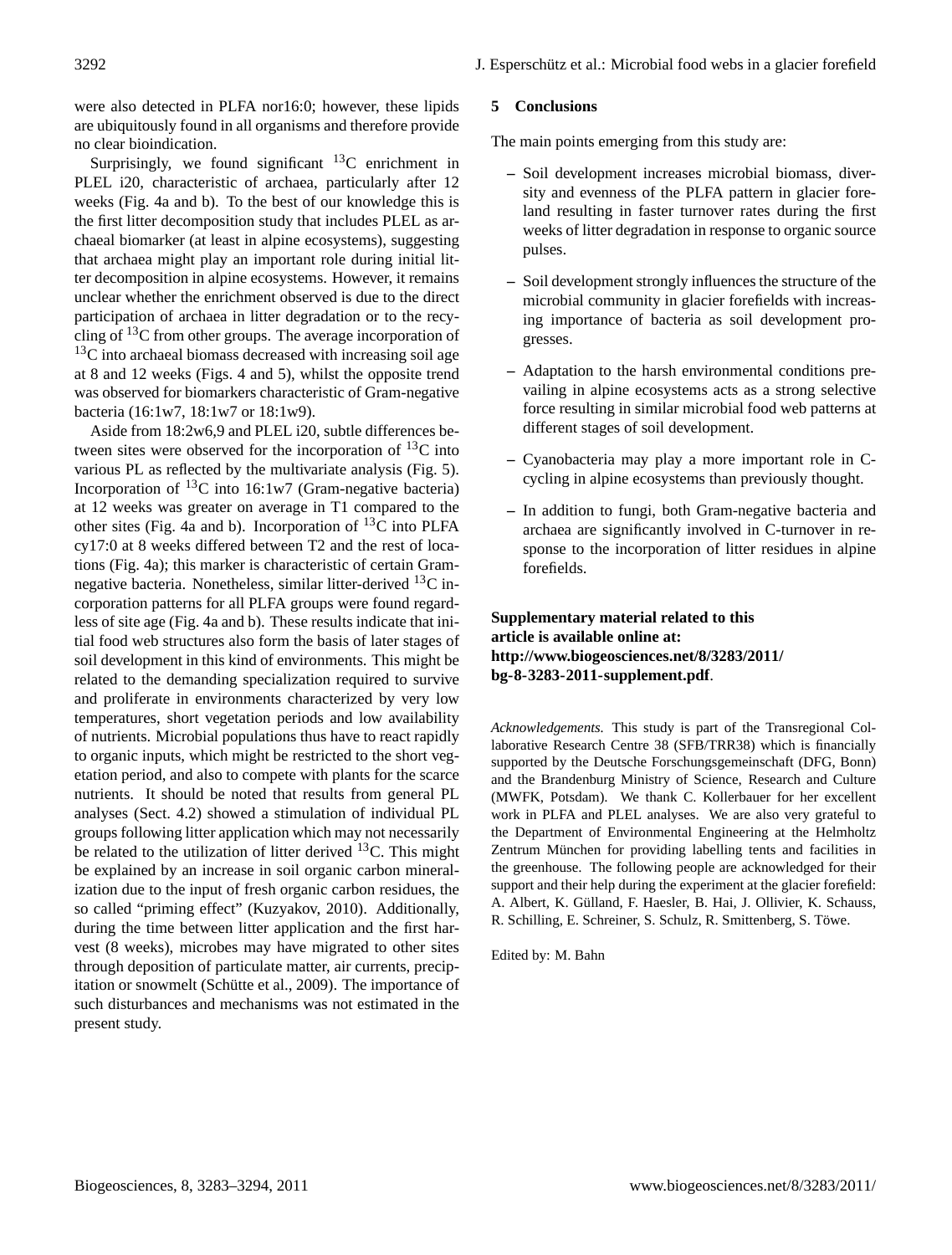were also detected in PLFA nor16:0; however, these lipids are ubiquitously found in all organisms and therefore provide no clear bioindication.

Surprisingly, we found significant $^{13}C$ enrichment in PLEL i20, characteristic of archaea, particularly after 12 weeks (Fig. 4a and b). To the best of our knowledge this is the first litter decomposition study that includes PLEL as archaeal biomarker (at least in alpine ecosystems), suggesting that archaea might play an important role during initial litter decomposition in alpine ecosystems. However, it remains unclear whether the enrichment observed is due to the direct participation of archaea in litter degradation or to the recycling of $^{13}C$ from other groups. The average incorporation of $^{13}C$ into archaeal biomass decreased with increasing soil age at 8 and 12 weeks (Figs. 4 and 5), whilst the opposite trend was observed for biomarkers characteristic of Gram-negative bacteria (16:1w7, 18:1w7 or 18:1w9).

Aside from 18:2w6,9 and PLEL i20, subtle differences between sites were observed for the incorporation of $^{13}C$ into various PL as reflected by the multivariate analysis (Fig. 5). Incorporation of $^{13}C$ into 16:1w7 (Gram-negative bacteria) at 12 weeks was greater on average in T1 compared to the other sites (Fig. 4a and b). Incorporation of $^{13}C$ into PLFA cy17:0 at 8 weeks differed between T2 and the rest of locations (Fig. 4a); this marker is characteristic of certain Gram-negative bacteria. Nonetheless, similar litter-derived $^{13}C$ incorporation patterns for all PLFA groups were found regardless of site age (Fig. 4a and b). These results indicate that initial food web structures also form the basis of later stages of soil development in this kind of environments. This might be related to the demanding specialization required to survive and proliferate in environments characterized by very low temperatures, short vegetation periods and low availability of nutrients. Microbial populations thus have to react rapidly to organic inputs, which might be restricted to the short vegetation period, and also to compete with plants for the scarce nutrients. It should be noted that results from general PL analyses (Sect. 4.2) showed a stimulation of individual PL groups following litter application which may not necessarily be related to the utilization of litter derived $^{13}C$. This might be explained by an increase in soil organic carbon mineralization due to the input of fresh organic carbon residues, the so called "priming effect" (Kuzyakov, 2010). Additionally, during the time between litter application and the first harvest (8 weeks), microbes may have migrated to other sites through deposition of particulate matter, air currents, precipitation or snowmelt (Schütte et al., 2009). The importance of such disturbances and mechanisms was not estimated in the present study.

## 5 Conclusions

The main points emerging from this study are:

- Soil development increases microbial biomass, diversity and evenness of the PLFA pattern in glacier foreland resulting in faster turnover rates during the first weeks of litter degradation in response to organic source pulses.
- Soil development strongly influences the structure of the microbial community in glacier forefields with increasing importance of bacteria as soil development progresses.
- Adaptation to the harsh environmental conditions prevailing in alpine ecosystems acts as a strong selective force resulting in similar microbial food web patterns at different stages of soil development.
- Cyanobacteria may play a more important role in C-cycling in alpine ecosystems than previously thought.
- In addition to fungi, both Gram-negative bacteria and archaea are significantly involved in C-turnover in response to the incorporation of litter residues in alpine forefields.

**Supplementary material related to this article is available online at: http://www.biogeosciences.net/8/3283/2011/bg-8-3283-2011-supplement.pdf**.

*Acknowledgements.* This study is part of the Transregional Collaborative Research Centre 38 (SFB/TRR38) which is financially supported by the Deutsche Forschungsgemeinschaft (DFG, Bonn) and the Brandenburg Ministry of Science, Research and Culture (MWFK, Potsdam). We thank C. Kollerbauer for her excellent work in PLFA and PLEL analyses. We are also very grateful to the Department of Environmental Engineering at the Helmholtz Zentrum München for providing labelling tents and facilities in the greenhouse. The following people are acknowledged for their support and their help during the experiment at the glacier forefield: A. Albert, K. Gülland, F. Haesler, B. Hai, J. Ollivier, K. Schauss, R. Schilling, E. Schreiner, S. Schulz, R. Smittenberg, S. Töwe.

Edited by: M. Bahn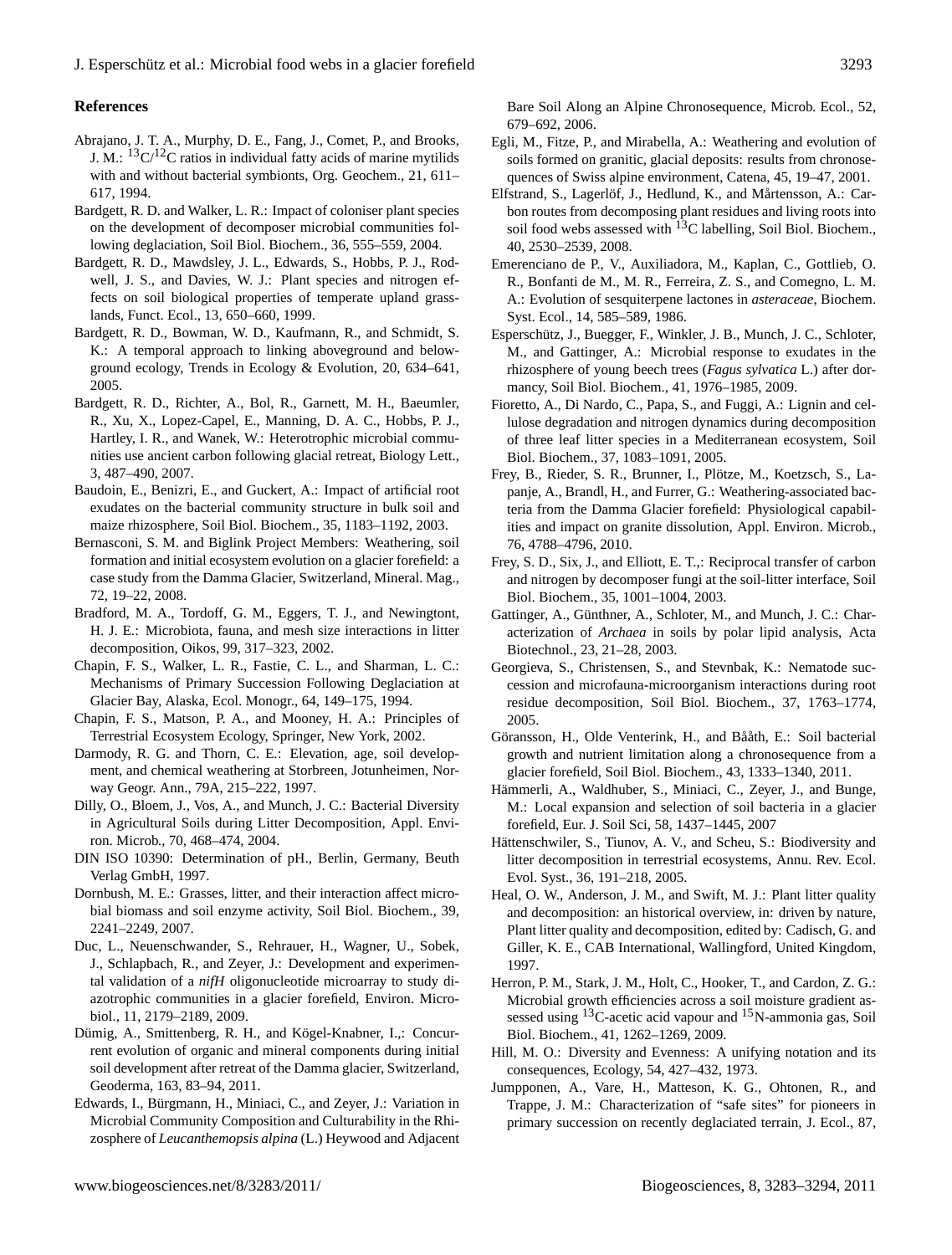## References

Abrajano, J. T. A., Murphy, D. E., Fang, J., Comet, P., and Brooks, J. M.: $^{13}C/^{12}C$ ratios in individual fatty acids of marine mytilids with and without bacterial symbionts, Org. Geochem., 21, 611–617, 1994.

Bardgett, R. D. and Walker, L. R.: Impact of coloniser plant species on the development of decomposer microbial communities following deglaciation, Soil Biol. Biochem., 36, 555–559, 2004.

Bardgett, R. D., Mawdsley, J. L., Edwards, S., Hobbs, P. J., Rodwell, J. S., and Davies, W. J.: Plant species and nitrogen effects on soil biological properties of temperate upland grasslands, Funct. Ecol., 13, 650–660, 1999.

Bardgett, R. D., Bowman, W. D., Kaufmann, R., and Schmidt, S. K.: A temporal approach to linking aboveground and belowground ecology, Trends in Ecology & Evolution, 20, 634–641, 2005.

Bardgett, R. D., Richter, A., Bol, R., Garnett, M. H., Baeumler, R., Xu, X., Lopez-Capel, E., Manning, D. A. C., Hobbs, P. J., Hartley, I. R., and Wanek, W.: Heterotrophic microbial communities use ancient carbon following glacial retreat, Biology Lett., 3, 487–490, 2007.

Baudoin, E., Benizri, E., and Guckert, A.: Impact of artificial root exudates on the bacterial community structure in bulk soil and maize rhizosphere, Soil Biol. Biochem., 35, 1183–1192, 2003.

Bernasconi, S. M. and Biglink Project Members: Weathering, soil formation and initial ecosystem evolution on a glacier forefield: a case study from the Damma Glacier, Switzerland, Mineral. Mag., 72, 19–22, 2008.

Bradford, M. A., Tordoff, G. M., Eggers, T. J., and Newingtont, H. J. E.: Microbiota, fauna, and mesh size interactions in litter decomposition, Oikos, 99, 317–323, 2002.

Chapin, F. S., Walker, L. R., Fastie, C. L., and Sharman, L. C.: Mechanisms of Primary Succession Following Deglaciation at Glacier Bay, Alaska, Ecol. Monogr., 64, 149–175, 1994.

Chapin, F. S., Matson, P. A., and Mooney, H. A.: Principles of Terrestrial Ecosystem Ecology, Springer, New York, 2002.

Darmody, R. G. and Thorn, C. E.: Elevation, age, soil development, and chemical weathering at Storbreen, Jotunheimen, Norway Geogr. Ann., 79A, 215–222, 1997.

Dilly, O., Bloem, J., Vos, A., and Munch, J. C.: Bacterial Diversity in Agricultural Soils during Litter Decomposition, Appl. Environ. Microb., 70, 468–474, 2004.

DIN ISO 10390: Determination of pH., Berlin, Germany, Beuth Verlag GmbH, 1997.

Dornbush, M. E.: Grasses, litter, and their interaction affect microbial biomass and soil enzyme activity, Soil Biol. Biochem., 39, 2241–2249, 2007.

Duc, L., Neuenschwander, S., Rehrauer, H., Wagner, U., Sobek, J., Schlapbach, R., and Zeyer, J.: Development and experimental validation of a *nifH* oligonucleotide microarray to study diazotrophic communities in a glacier forefield, Environ. Microbiol., 11, 2179–2189, 2009.

Dümig, A., Smittenberg, R. H., and Kögel-Knabner, I.,: Concurrent evolution of organic and mineral components during initial soil development after retreat of the Damma glacier, Switzerland, Geoderma, 163, 83–94, 2011.

Edwards, I., Bürgmann, H., Miniaci, C., and Zeyer, J.: Variation in Microbial Community Composition and Culturability in the Rhizosphere of *Leucanthemopsis alpina* (L.) Heywood and Adjacent Bare Soil Along an Alpine Chronosequence, Microb. Ecol., 52, 679–692, 2006.

Egli, M., Fitze, P., and Mirabella, A.: Weathering and evolution of soils formed on granitic, glacial deposits: results from chronosequences of Swiss alpine environment, Catena, 45, 19–47, 2001.

Elfstrand, S., Lagerlöf, J., Hedlund, K., and Mårtensson, A.: Carbon routes from decomposing plant residues and living roots into soil food webs assessed with $^{13}C$ labelling, Soil Biol. Biochem., 40, 2530–2539, 2008.

Emerenciano de P., V., Auxiliadora, M., Kaplan, C., Gottlieb, O. R., Bonfanti de M., M. R., Ferreira, Z. S., and Comegno, L. M. A.: Evolution of sesquiterpene lactones in *asteraceae*, Biochem. Syst. Ecol., 14, 585–589, 1986.

Esperschütz, J., Buegger, F., Winkler, J. B., Munch, J. C., Schloter, M., and Gattinger, A.: Microbial response to exudates in the rhizosphere of young beech trees (*Fagus sylvatica* L.) after dormancy, Soil Biol. Biochem., 41, 1976–1985, 2009.

Fioretto, A., Di Nardo, C., Papa, S., and Fuggi, A.: Lignin and cellulose degradation and nitrogen dynamics during decomposition of three leaf litter species in a Mediterranean ecosystem, Soil Biol. Biochem., 37, 1083–1091, 2005.

Frey, B., Rieder, S. R., Brunner, I., Plötze, M., Koetzsch, S., Lapanje, A., Brandl, H., and Furrer, G.: Weathering-associated bacteria from the Damma Glacier forefield: Physiological capabilities and impact on granite dissolution, Appl. Environ. Microb., 76, 4788–4796, 2010.

Frey, S. D., Six, J., and Elliott, E. T.,: Reciprocal transfer of carbon and nitrogen by decomposer fungi at the soil-litter interface, Soil Biol. Biochem., 35, 1001–1004, 2003.

Gattinger, A., Günthner, A., Schloter, M., and Munch, J. C.: Characterization of *Archaea* in soils by polar lipid analysis, Acta Biotechnol., 23, 21–28, 2003.

Georgieva, S., Christensen, S., and Stevnbak, K.: Nematode succession and microfauna-microorganism interactions during root residue decomposition, Soil Biol. Biochem., 37, 1763–1774, 2005.

Göransson, H., Olde Venterink, H., and Bååth, E.: Soil bacterial growth and nutrient limitation along a chronosequence from a glacier forefield, Soil Biol. Biochem., 43, 1333–1340, 2011.

Hämmerli, A., Waldhuber, S., Miniaci, C., Zeyer, J., and Bunge, M.: Local expansion and selection of soil bacteria in a glacier forefield, Eur. J. Soil Sci, 58, 1437–1445, 2007

Hättenschwiler, S., Tiunov, A. V., and Scheu, S.: Biodiversity and litter decomposition in terrestrial ecosystems, Annu. Rev. Ecol. Evol. Syst., 36, 191–218, 2005.

Heal, O. W., Anderson, J. M., and Swift, M. J.: Plant litter quality and decomposition: an historical overview, in: driven by nature, Plant litter quality and decomposition, edited by: Cadisch, G. and Giller, K. E., CAB International, Wallingford, United Kingdom, 1997.

Herron, P. M., Stark, J. M., Holt, C., Hooker, T., and Cardon, Z. G.: Microbial growth efficiencies across a soil moisture gradient assessed using $^{13}C$-acetic acid vapour and $^{15}N$-ammonia gas, Soil Biol. Biochem., 41, 1262–1269, 2009.

Hill, M. O.: Diversity and Evenness: A unifying notation and its consequences, Ecology, 54, 427–432, 1973.

Jumpponen, A., Vare, H., Matteson, K. G., Ohtonen, R., and Trappe, J. M.: Characterization of "safe sites" for pioneers in primary succession on recently deglaciated terrain, J. Ecol., 87,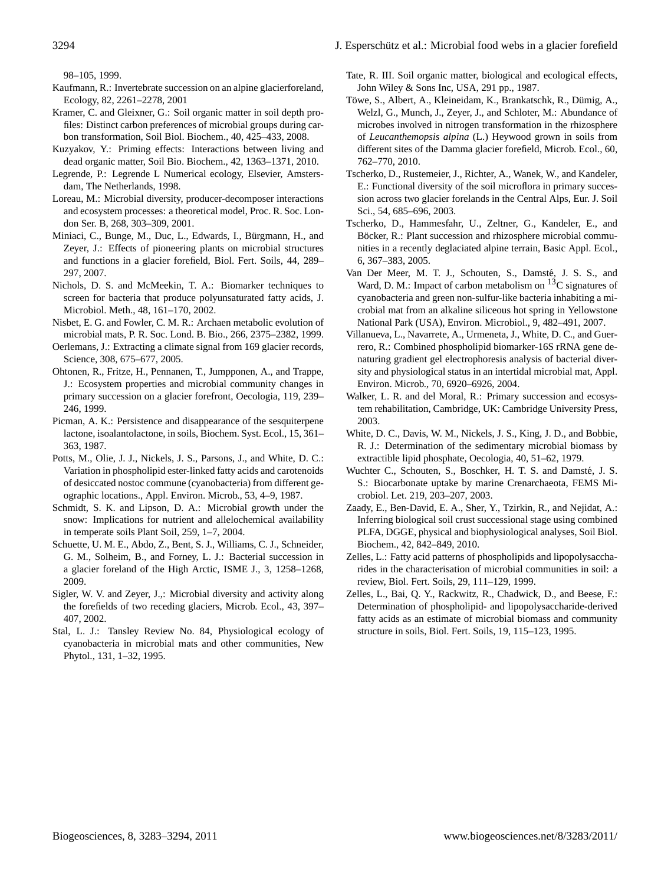98–105, 1999.

Kaufmann, R.: Invertebrate succession on an alpine glacierforeland, Ecology, 82, 2261–2278, 2001

Kramer, C. and Gleixner, G.: Soil organic matter in soil depth profiles: Distinct carbon preferences of microbial groups during carbon transformation, Soil Biol. Biochem., 40, 425–433, 2008.

Kuzyakov, Y.: Priming effects: Interactions between living and dead organic matter, Soil Bio. Biochem., 42, 1363–1371, 2010.

Legrende, P.: Legrende L Numerical ecology, Elsevier, Amsterdam, The Netherlands, 1998.

Loreau, M.: Microbial diversity, producer-decomposer interactions and ecosystem processes: a theoretical model, Proc. R. Soc. London Ser. B, 268, 303–309, 2001.

Miniaci, C., Bunge, M., Duc, L., Edwards, I., Bürgmann, H., and Zeyer, J.: Effects of pioneering plants on microbial structures and functions in a glacier forefield, Biol. Fert. Soils, 44, 289–297, 2007.

Nichols, D. S. and McMeekin, T. A.: Biomarker techniques to screen for bacteria that produce polyunsaturated fatty acids, J. Microbiol. Meth., 48, 161–170, 2002.

Nisbet, E. G. and Fowler, C. M. R.: Archaen metabolic evolution of microbial mats, P. R. Soc. Lond. B. Bio., 266, 2375–2382, 1999.

Oerlemans, J.: Extracting a climate signal from 169 glacier records, Science, 308, 675–677, 2005.

Ohtonen, R., Fritze, H., Pennanen, T., Jumpponen, A., and Trappe, J.: Ecosystem properties and microbial community changes in primary succession on a glacier forefront, Oecologia, 119, 239–246, 1999.

Picman, A. K.: Persistence and disappearance of the sesquiterpene lactone, isoalantolactone, in soils, Biochem. Syst. Ecol., 15, 361–363, 1987.

Potts, M., Olie, J. J., Nickels, J. S., Parsons, J., and White, D. C.: Variation in phospholipid ester-linked fatty acids and carotenoids of desiccated nostoc commune (cyanobacteria) from different geographic locations., Appl. Environ. Microb., 53, 4–9, 1987.

Schmidt, S. K. and Lipson, D. A.: Microbial growth under the snow: Implications for nutrient and allelochemical availability in temperate soils Plant Soil, 259, 1–7, 2004.

Schuette, U. M. E., Abdo, Z., Bent, S. J., Williams, C. J., Schneider, G. M., Solheim, B., and Forney, L. J.: Bacterial succession in a glacier foreland of the High Arctic, ISME J., 3, 1258–1268, 2009.

Sigler, W. V. and Zeyer, J.,: Microbial diversity and activity along the forefields of two receding glaciers, Microb. Ecol., 43, 397–407, 2002.

Stal, L. J.: Tansley Review No. 84, Physiological ecology of cyanobacteria in microbial mats and other communities, New Phytol., 131, 1–32, 1995.

Tate, R. III. Soil organic matter, biological and ecological effects, John Wiley & Sons Inc, USA, 291 pp., 1987.

Töwe, S., Albert, A., Kleineidam, K., Brankatschk, R., Dümig, A., Welzl, G., Munch, J., Zeyer, J., and Schloter, M.: Abundance of microbes involved in nitrogen transformation in the rhizosphere of *Leucanthemopsis alpina* (L.) Heywood grown in soils from different sites of the Damma glacier forefield, Microb. Ecol., 60, 762–770, 2010.

Tscherko, D., Rustemeier, J., Richter, A., Wanek, W., and Kandeler, E.: Functional diversity of the soil microflora in primary succession across two glacier forelands in the Central Alps, Eur. J. Soil Sci., 54, 685–696, 2003.

Tscherko, D., Hammesfahr, U., Zeltner, G., Kandeler, E., and Böcker, R.: Plant succession and rhizosphere microbial communities in a recently deglaciated alpine terrain, Basic Appl. Ecol., 6, 367–383, 2005.

Van Der Meer, M. T. J., Schouten, S., Damsté, J. S. S., and Ward, D. M.: Impact of carbon metabolism on $^{13}C$ signatures of cyanobacteria and green non-sulfur-like bacteria inhabiting a microbial mat from an alkaline siliceous hot spring in Yellowstone National Park (USA), Environ. Microbiol., 9, 482–491, 2007.

Villanueva, L., Navarrete, A., Urmeneta, J., White, D. C., and Guerrero, R.: Combined phospholipid biomarker-16S rRNA gene denaturing gradient gel electrophoresis analysis of bacterial diversity and physiological status in an intertidal microbial mat, Appl. Environ. Microb., 70, 6920–6926, 2004.

Walker, L. R. and del Moral, R.: Primary succession and ecosystem rehabilitation, Cambridge, UK: Cambridge University Press, 2003.

White, D. C., Davis, W. M., Nickels, J. S., King, J. D., and Bobbie, R. J.: Determination of the sedimentary microbial biomass by extractible lipid phosphate, Oecologia, 40, 51–62, 1979.

Wuchter C., Schouten, S., Boschker, H. T. S. and Damsté, J. S. S.: Biocarbonate uptake by marine Crenarchaeota, FEMS Microbiol. Let. 219, 203–207, 2003.

Zaady, E., Ben-David, E. A., Sher, Y., Tzirkin, R., and Nejidat, A.: Inferring biological soil crust successional stage using combined PLFA, DGGE, physical and biophysiological analyses, Soil Biol. Biochem., 42, 842–849, 2010.

Zelles, L.: Fatty acid patterns of phospholipids and lipopolysaccharides in the characterisation of microbial communities in soil: a review, Biol. Fert. Soils, 29, 111–129, 1999.

Zelles, L., Bai, Q. Y., Rackwitz, R., Chadwick, D., and Beese, F.: Determination of phospholipid- and lipopolysaccharide-derived fatty acids as an estimate of microbial biomass and community structure in soils, Biol. Fert. Soils, 19, 115–123, 1995.